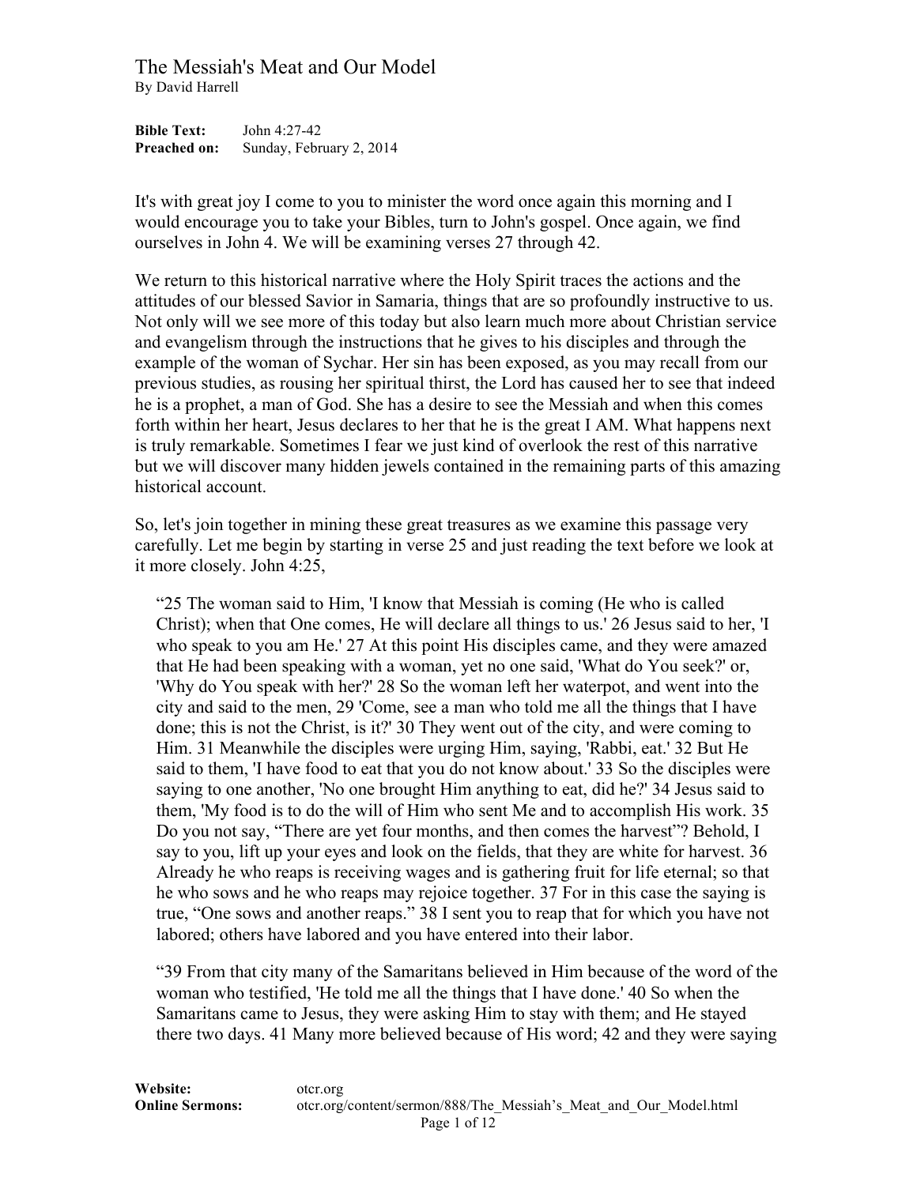# The Messiah's Meat and Our Model

By David Harrell

**Bible Text:** John 4:27-42
**Preached on:** Sunday, February 2, 2014

It's with great joy I come to you to minister the word once again this morning and I would encourage you to take your Bibles, turn to John's gospel. Once again, we find ourselves in John 4. We will be examining verses 27 through 42.

We return to this historical narrative where the Holy Spirit traces the actions and the attitudes of our blessed Savior in Samaria, things that are so profoundly instructive to us. Not only will we see more of this today but also learn much more about Christian service and evangelism through the instructions that he gives to his disciples and through the example of the woman of Sychar. Her sin has been exposed, as you may recall from our previous studies, as rousing her spiritual thirst, the Lord has caused her to see that indeed he is a prophet, a man of God. She has a desire to see the Messiah and when this comes forth within her heart, Jesus declares to her that he is the great I AM. What happens next is truly remarkable. Sometimes I fear we just kind of overlook the rest of this narrative but we will discover many hidden jewels contained in the remaining parts of this amazing historical account.

So, let's join together in mining these great treasures as we examine this passage very carefully. Let me begin by starting in verse 25 and just reading the text before we look at it more closely. John 4:25,

> "25 The woman said to Him, 'I know that Messiah is coming (He who is called Christ); when that One comes, He will declare all things to us.' 26 Jesus said to her, 'I who speak to you am He.' 27 At this point His disciples came, and they were amazed that He had been speaking with a woman, yet no one said, 'What do You seek?' or, 'Why do You speak with her?' 28 So the woman left her waterpot, and went into the city and said to the men, 29 'Come, see a man who told me all the things that I have done; this is not the Christ, is it?' 30 They went out of the city, and were coming to Him. 31 Meanwhile the disciples were urging Him, saying, 'Rabbi, eat.' 32 But He said to them, 'I have food to eat that you do not know about.' 33 So the disciples were saying to one another, 'No one brought Him anything to eat, did he?' 34 Jesus said to them, 'My food is to do the will of Him who sent Me and to accomplish His work. 35 Do you not say, "There are yet four months, and then comes the harvest"? Behold, I say to you, lift up your eyes and look on the fields, that they are white for harvest. 36 Already he who reaps is receiving wages and is gathering fruit for life eternal; so that he who sows and he who reaps may rejoice together. 37 For in this case the saying is true, "One sows and another reaps." 38 I sent you to reap that for which you have not labored; others have labored and you have entered into their labor.
>
> "39 From that city many of the Samaritans believed in Him because of the word of the woman who testified, 'He told me all the things that I have done.' 40 So when the Samaritans came to Jesus, they were asking Him to stay with them; and He stayed there two days. 41 Many more believed because of His word; 42 and they were saying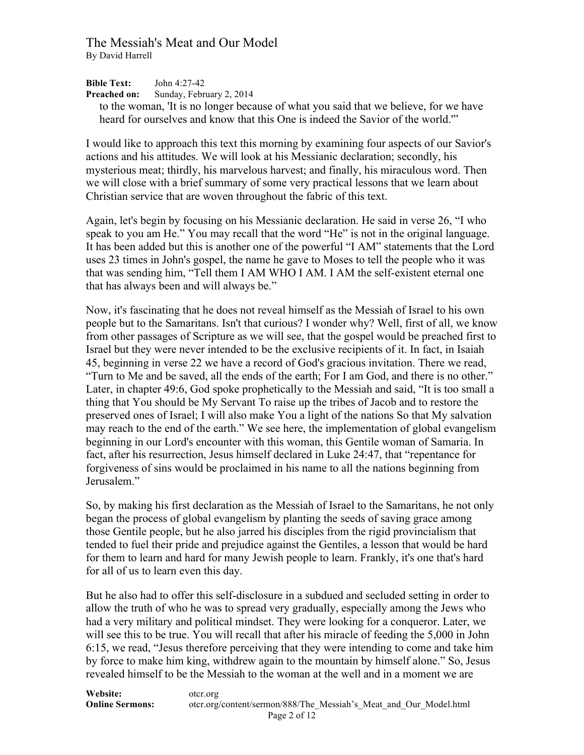to the woman, 'It is no longer because of what you said that we believe, for we have heard for ourselves and know that this One is indeed the Savior of the world.'"

I would like to approach this text this morning by examining four aspects of our Savior's actions and his attitudes. We will look at his Messianic declaration; secondly, his mysterious meat; thirdly, his marvelous harvest; and finally, his miraculous word. Then we will close with a brief summary of some very practical lessons that we learn about Christian service that are woven throughout the fabric of this text.

Again, let's begin by focusing on his Messianic declaration. He said in verse 26, "I who speak to you am He." You may recall that the word "He" is not in the original language. It has been added but this is another one of the powerful "I AM" statements that the Lord uses 23 times in John's gospel, the name he gave to Moses to tell the people who it was that was sending him, "Tell them I AM WHO I AM. I AM the self-existent eternal one that has always been and will always be."

Now, it's fascinating that he does not reveal himself as the Messiah of Israel to his own people but to the Samaritans. Isn't that curious? I wonder why? Well, first of all, we know from other passages of Scripture as we will see, that the gospel would be preached first to Israel but they were never intended to be the exclusive recipients of it. In fact, in Isaiah 45, beginning in verse 22 we have a record of God's gracious invitation. There we read, "Turn to Me and be saved, all the ends of the earth; For I am God, and there is no other." Later, in chapter 49:6, God spoke prophetically to the Messiah and said, "It is too small a thing that You should be My Servant To raise up the tribes of Jacob and to restore the preserved ones of Israel; I will also make You a light of the nations So that My salvation may reach to the end of the earth." We see here, the implementation of global evangelism beginning in our Lord's encounter with this woman, this Gentile woman of Samaria. In fact, after his resurrection, Jesus himself declared in Luke 24:47, that "repentance for forgiveness of sins would be proclaimed in his name to all the nations beginning from Jerusalem."

So, by making his first declaration as the Messiah of Israel to the Samaritans, he not only began the process of global evangelism by planting the seeds of saving grace among those Gentile people, but he also jarred his disciples from the rigid provincialism that tended to fuel their pride and prejudice against the Gentiles, a lesson that would be hard for them to learn and hard for many Jewish people to learn. Frankly, it's one that's hard for all of us to learn even this day.

But he also had to offer this self-disclosure in a subdued and secluded setting in order to allow the truth of who he was to spread very gradually, especially among the Jews who had a very military and political mindset. They were looking for a conqueror. Later, we will see this to be true. You will recall that after his miracle of feeding the 5,000 in John 6:15, we read, "Jesus therefore perceiving that they were intending to come and take him by force to make him king, withdrew again to the mountain by himself alone." So, Jesus revealed himself to be the Messiah to the woman at the well and in a moment we are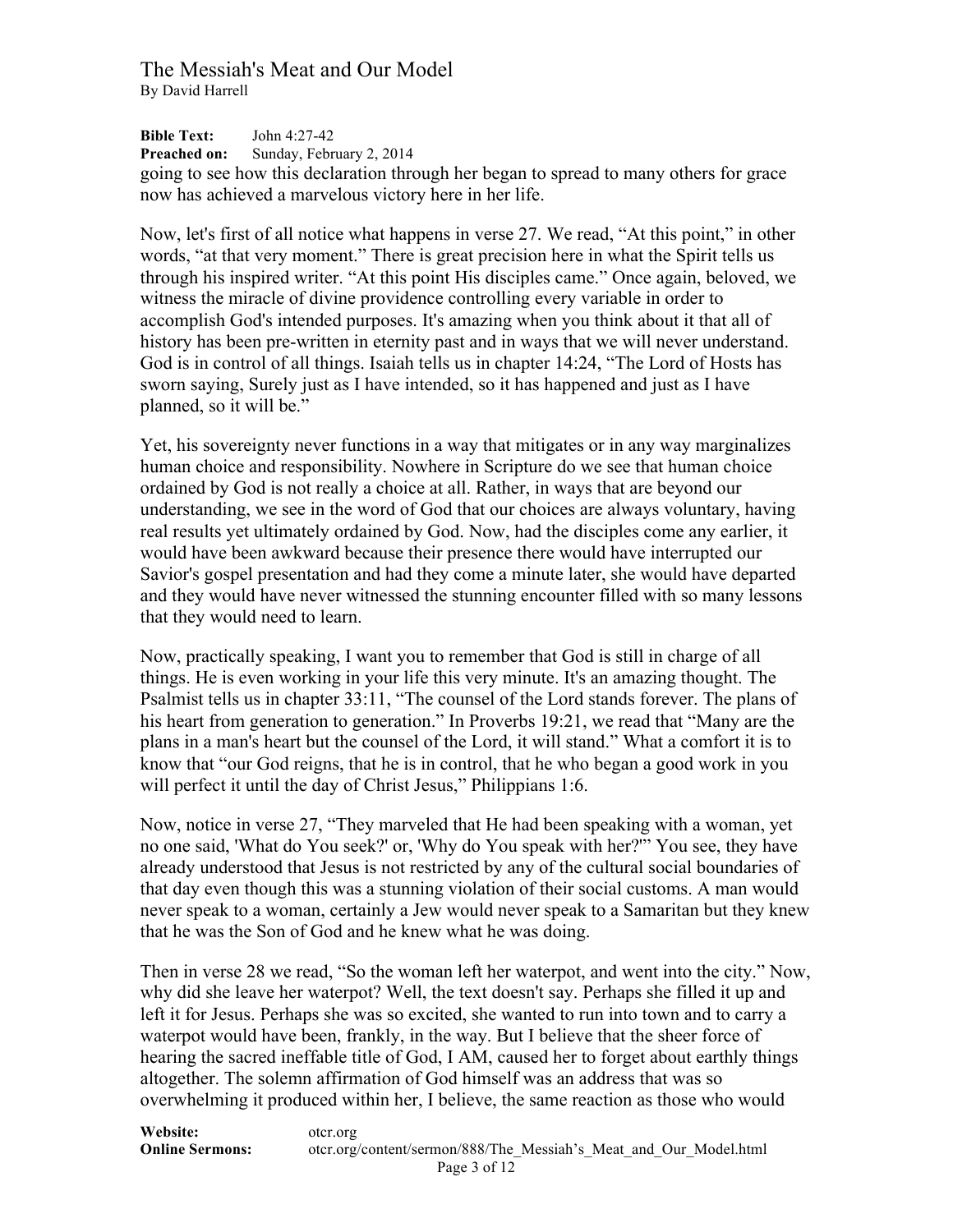going to see how this declaration through her began to spread to many others for grace now has achieved a marvelous victory here in her life.

Now, let's first of all notice what happens in verse 27. We read, "At this point," in other words, "at that very moment." There is great precision here in what the Spirit tells us through his inspired writer. "At this point His disciples came." Once again, beloved, we witness the miracle of divine providence controlling every variable in order to accomplish God's intended purposes. It's amazing when you think about it that all of history has been pre-written in eternity past and in ways that we will never understand. God is in control of all things. Isaiah tells us in chapter 14:24, "The Lord of Hosts has sworn saying, Surely just as I have intended, so it has happened and just as I have planned, so it will be."

Yet, his sovereignty never functions in a way that mitigates or in any way marginalizes human choice and responsibility. Nowhere in Scripture do we see that human choice ordained by God is not really a choice at all. Rather, in ways that are beyond our understanding, we see in the word of God that our choices are always voluntary, having real results yet ultimately ordained by God. Now, had the disciples come any earlier, it would have been awkward because their presence there would have interrupted our Savior's gospel presentation and had they come a minute later, she would have departed and they would have never witnessed the stunning encounter filled with so many lessons that they would need to learn.

Now, practically speaking, I want you to remember that God is still in charge of all things. He is even working in your life this very minute. It's an amazing thought. The Psalmist tells us in chapter 33:11, "The counsel of the Lord stands forever. The plans of his heart from generation to generation." In Proverbs 19:21, we read that "Many are the plans in a man's heart but the counsel of the Lord, it will stand." What a comfort it is to know that "our God reigns, that he is in control, that he who began a good work in you will perfect it until the day of Christ Jesus," Philippians 1:6.

Now, notice in verse 27, "They marveled that He had been speaking with a woman, yet no one said, 'What do You seek?' or, 'Why do You speak with her?'" You see, they have already understood that Jesus is not restricted by any of the cultural social boundaries of that day even though this was a stunning violation of their social customs. A man would never speak to a woman, certainly a Jew would never speak to a Samaritan but they knew that he was the Son of God and he knew what he was doing.

Then in verse 28 we read, "So the woman left her waterpot, and went into the city." Now, why did she leave her waterpot? Well, the text doesn't say. Perhaps she filled it up and left it for Jesus. Perhaps she was so excited, she wanted to run into town and to carry a waterpot would have been, frankly, in the way. But I believe that the sheer force of hearing the sacred ineffable title of God, I AM, caused her to forget about earthly things altogether. The solemn affirmation of God himself was an address that was so overwhelming it produced within her, I believe, the same reaction as those who would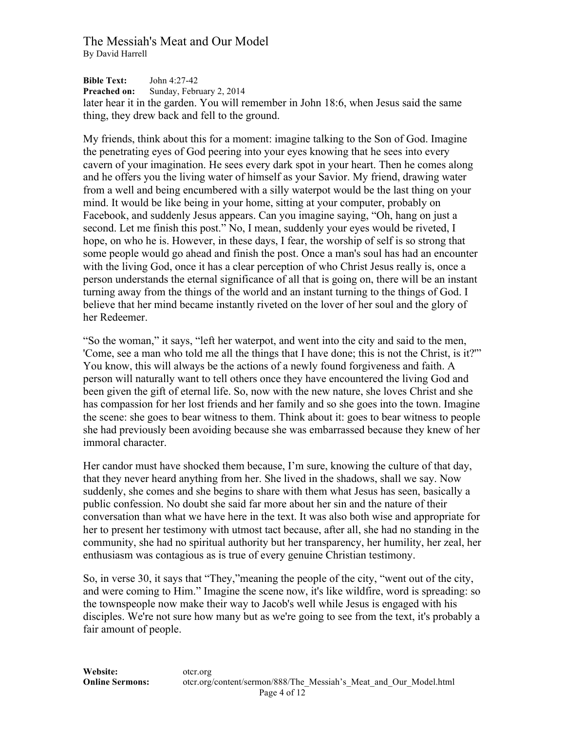later hear it in the garden. You will remember in John 18:6, when Jesus said the same thing, they drew back and fell to the ground.

My friends, think about this for a moment: imagine talking to the Son of God. Imagine the penetrating eyes of God peering into your eyes knowing that he sees into every cavern of your imagination. He sees every dark spot in your heart. Then he comes along and he offers you the living water of himself as your Savior. My friend, drawing water from a well and being encumbered with a silly waterpot would be the last thing on your mind. It would be like being in your home, sitting at your computer, probably on Facebook, and suddenly Jesus appears. Can you imagine saying, "Oh, hang on just a second. Let me finish this post." No, I mean, suddenly your eyes would be riveted, I hope, on who he is. However, in these days, I fear, the worship of self is so strong that some people would go ahead and finish the post. Once a man's soul has had an encounter with the living God, once it has a clear perception of who Christ Jesus really is, once a person understands the eternal significance of all that is going on, there will be an instant turning away from the things of the world and an instant turning to the things of God. I believe that her mind became instantly riveted on the lover of her soul and the glory of her Redeemer.

"So the woman," it says, "left her waterpot, and went into the city and said to the men, 'Come, see a man who told me all the things that I have done; this is not the Christ, is it?'" You know, this will always be the actions of a newly found forgiveness and faith. A person will naturally want to tell others once they have encountered the living God and been given the gift of eternal life. So, now with the new nature, she loves Christ and she has compassion for her lost friends and her family and so she goes into the town. Imagine the scene: she goes to bear witness to them. Think about it: goes to bear witness to people she had previously been avoiding because she was embarrassed because they knew of her immoral character.

Her candor must have shocked them because, I'm sure, knowing the culture of that day, that they never heard anything from her. She lived in the shadows, shall we say. Now suddenly, she comes and she begins to share with them what Jesus has seen, basically a public confession. No doubt she said far more about her sin and the nature of their conversation than what we have here in the text. It was also both wise and appropriate for her to present her testimony with utmost tact because, after all, she had no standing in the community, she had no spiritual authority but her transparency, her humility, her zeal, her enthusiasm was contagious as is true of every genuine Christian testimony.

So, in verse 30, it says that "They,"meaning the people of the city, "went out of the city, and were coming to Him." Imagine the scene now, it's like wildfire, word is spreading: so the townspeople now make their way to Jacob's well while Jesus is engaged with his disciples. We're not sure how many but as we're going to see from the text, it's probably a fair amount of people.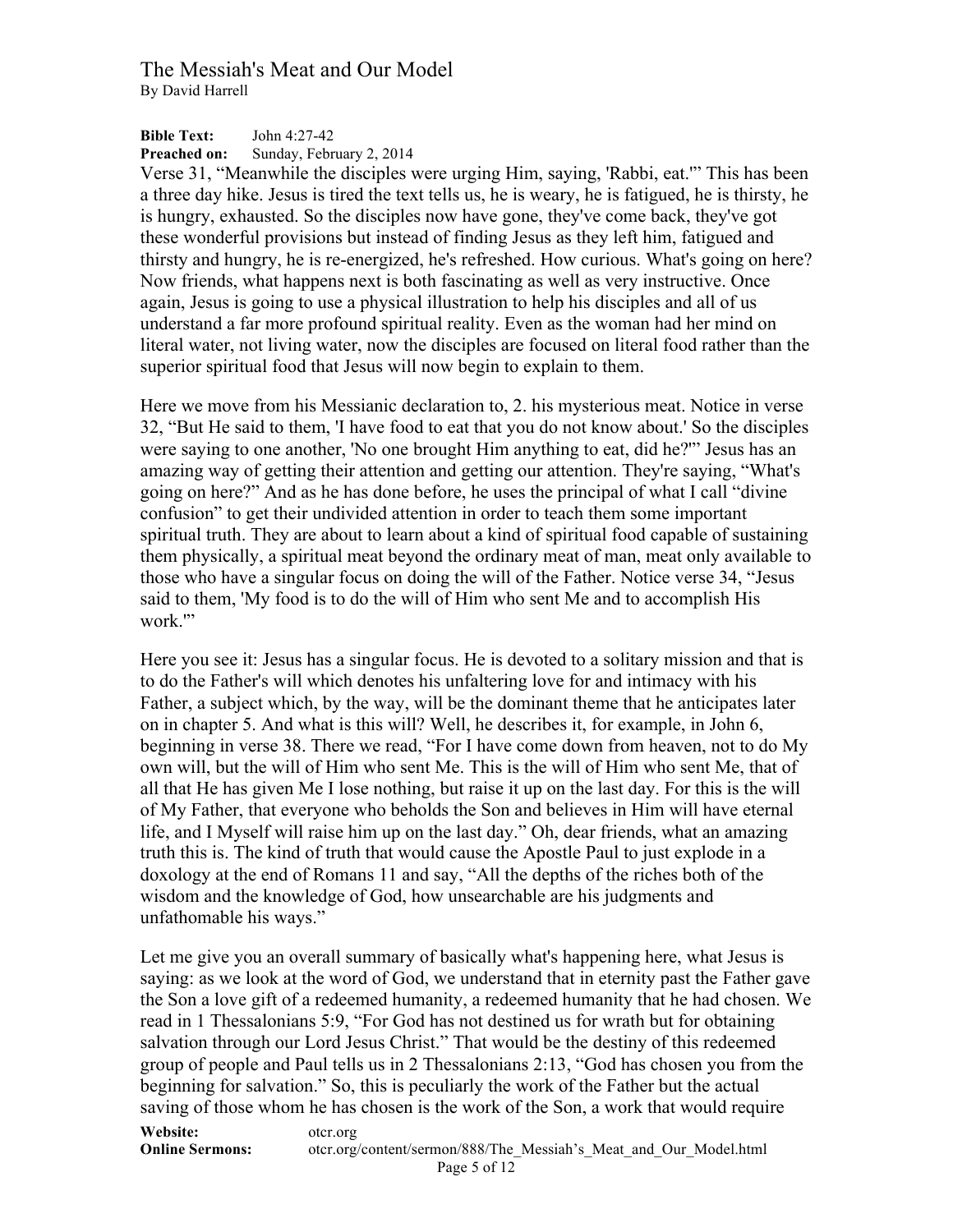Verse 31, "Meanwhile the disciples were urging Him, saying, 'Rabbi, eat.'" This has been a three day hike. Jesus is tired the text tells us, he is weary, he is fatigued, he is thirsty, he is hungry, exhausted. So the disciples now have gone, they've come back, they've got these wonderful provisions but instead of finding Jesus as they left him, fatigued and thirsty and hungry, he is re-energized, he's refreshed. How curious. What's going on here? Now friends, what happens next is both fascinating as well as very instructive. Once again, Jesus is going to use a physical illustration to help his disciples and all of us understand a far more profound spiritual reality. Even as the woman had her mind on literal water, not living water, now the disciples are focused on literal food rather than the superior spiritual food that Jesus will now begin to explain to them.

Here we move from his Messianic declaration to, 2. his mysterious meat. Notice in verse 32, "But He said to them, 'I have food to eat that you do not know about.' So the disciples were saying to one another, 'No one brought Him anything to eat, did he?'" Jesus has an amazing way of getting their attention and getting our attention. They're saying, "What's going on here?" And as he has done before, he uses the principal of what I call "divine confusion" to get their undivided attention in order to teach them some important spiritual truth. They are about to learn about a kind of spiritual food capable of sustaining them physically, a spiritual meat beyond the ordinary meat of man, meat only available to those who have a singular focus on doing the will of the Father. Notice verse 34, "Jesus said to them, 'My food is to do the will of Him who sent Me and to accomplish His work.'"

Here you see it: Jesus has a singular focus. He is devoted to a solitary mission and that is to do the Father's will which denotes his unfaltering love for and intimacy with his Father, a subject which, by the way, will be the dominant theme that he anticipates later on in chapter 5. And what is this will? Well, he describes it, for example, in John 6, beginning in verse 38. There we read, "For I have come down from heaven, not to do My own will, but the will of Him who sent Me. This is the will of Him who sent Me, that of all that He has given Me I lose nothing, but raise it up on the last day. For this is the will of My Father, that everyone who beholds the Son and believes in Him will have eternal life, and I Myself will raise him up on the last day." Oh, dear friends, what an amazing truth this is. The kind of truth that would cause the Apostle Paul to just explode in a doxology at the end of Romans 11 and say, "All the depths of the riches both of the wisdom and the knowledge of God, how unsearchable are his judgments and unfathomable his ways."

Let me give you an overall summary of basically what's happening here, what Jesus is saying: as we look at the word of God, we understand that in eternity past the Father gave the Son a love gift of a redeemed humanity, a redeemed humanity that he had chosen. We read in 1 Thessalonians 5:9, "For God has not destined us for wrath but for obtaining salvation through our Lord Jesus Christ." That would be the destiny of this redeemed group of people and Paul tells us in 2 Thessalonians 2:13, "God has chosen you from the beginning for salvation." So, this is peculiarly the work of the Father but the actual saving of those whom he has chosen is the work of the Son, a work that would require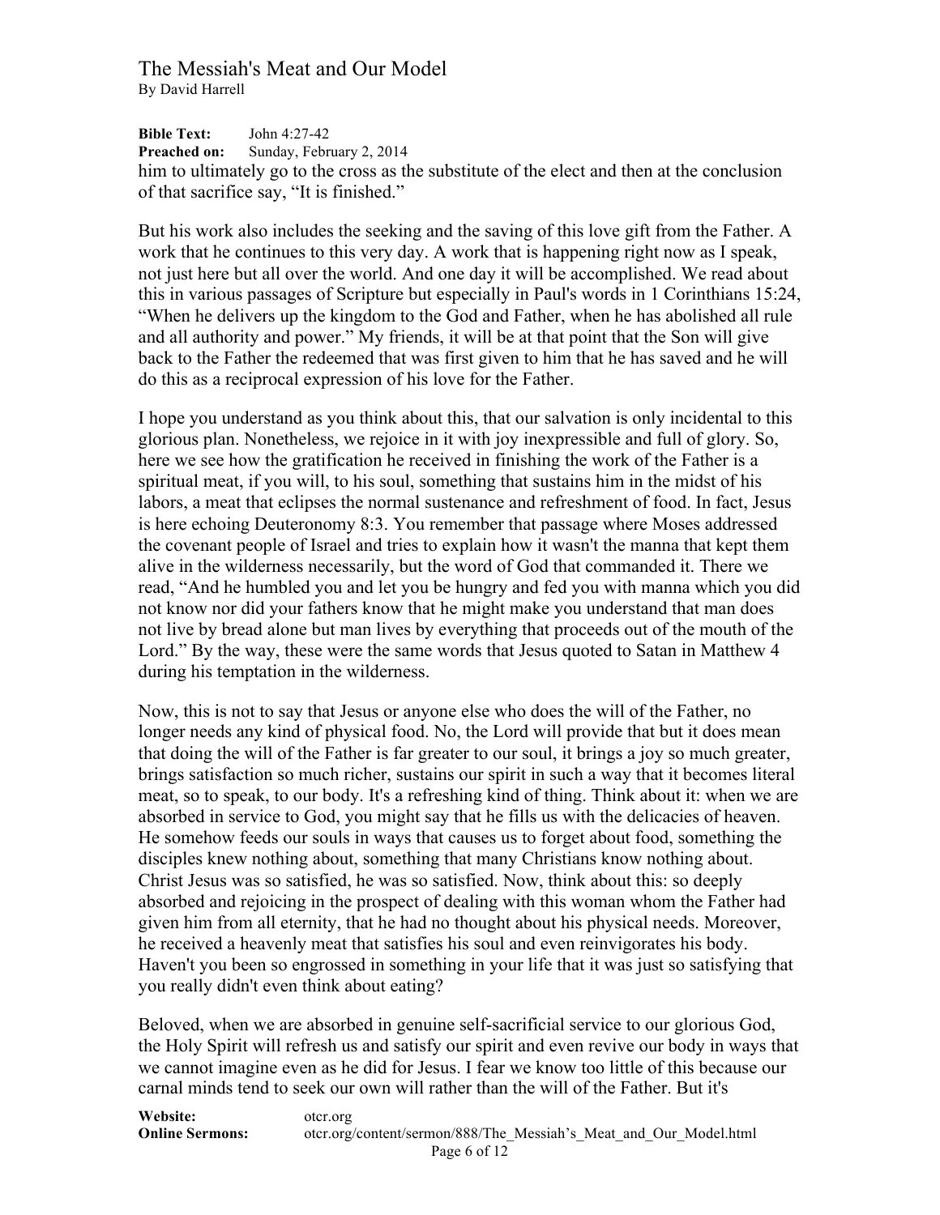him to ultimately go to the cross as the substitute of the elect and then at the conclusion of that sacrifice say, "It is finished."

But his work also includes the seeking and the saving of this love gift from the Father. A work that he continues to this very day. A work that is happening right now as I speak, not just here but all over the world. And one day it will be accomplished. We read about this in various passages of Scripture but especially in Paul's words in 1 Corinthians 15:24, "When he delivers up the kingdom to the God and Father, when he has abolished all rule and all authority and power." My friends, it will be at that point that the Son will give back to the Father the redeemed that was first given to him that he has saved and he will do this as a reciprocal expression of his love for the Father.

I hope you understand as you think about this, that our salvation is only incidental to this glorious plan. Nonetheless, we rejoice in it with joy inexpressible and full of glory. So, here we see how the gratification he received in finishing the work of the Father is a spiritual meat, if you will, to his soul, something that sustains him in the midst of his labors, a meat that eclipses the normal sustenance and refreshment of food. In fact, Jesus is here echoing Deuteronomy 8:3. You remember that passage where Moses addressed the covenant people of Israel and tries to explain how it wasn't the manna that kept them alive in the wilderness necessarily, but the word of God that commanded it. There we read, "And he humbled you and let you be hungry and fed you with manna which you did not know nor did your fathers know that he might make you understand that man does not live by bread alone but man lives by everything that proceeds out of the mouth of the Lord." By the way, these were the same words that Jesus quoted to Satan in Matthew 4 during his temptation in the wilderness.

Now, this is not to say that Jesus or anyone else who does the will of the Father, no longer needs any kind of physical food. No, the Lord will provide that but it does mean that doing the will of the Father is far greater to our soul, it brings a joy so much greater, brings satisfaction so much richer, sustains our spirit in such a way that it becomes literal meat, so to speak, to our body. It's a refreshing kind of thing. Think about it: when we are absorbed in service to God, you might say that he fills us with the delicacies of heaven. He somehow feeds our souls in ways that causes us to forget about food, something the disciples knew nothing about, something that many Christians know nothing about. Christ Jesus was so satisfied, he was so satisfied. Now, think about this: so deeply absorbed and rejoicing in the prospect of dealing with this woman whom the Father had given him from all eternity, that he had no thought about his physical needs. Moreover, he received a heavenly meat that satisfies his soul and even reinvigorates his body. Haven't you been so engrossed in something in your life that it was just so satisfying that you really didn't even think about eating?

Beloved, when we are absorbed in genuine self-sacrificial service to our glorious God, the Holy Spirit will refresh us and satisfy our spirit and even revive our body in ways that we cannot imagine even as he did for Jesus. I fear we know too little of this because our carnal minds tend to seek our own will rather than the will of the Father. But it's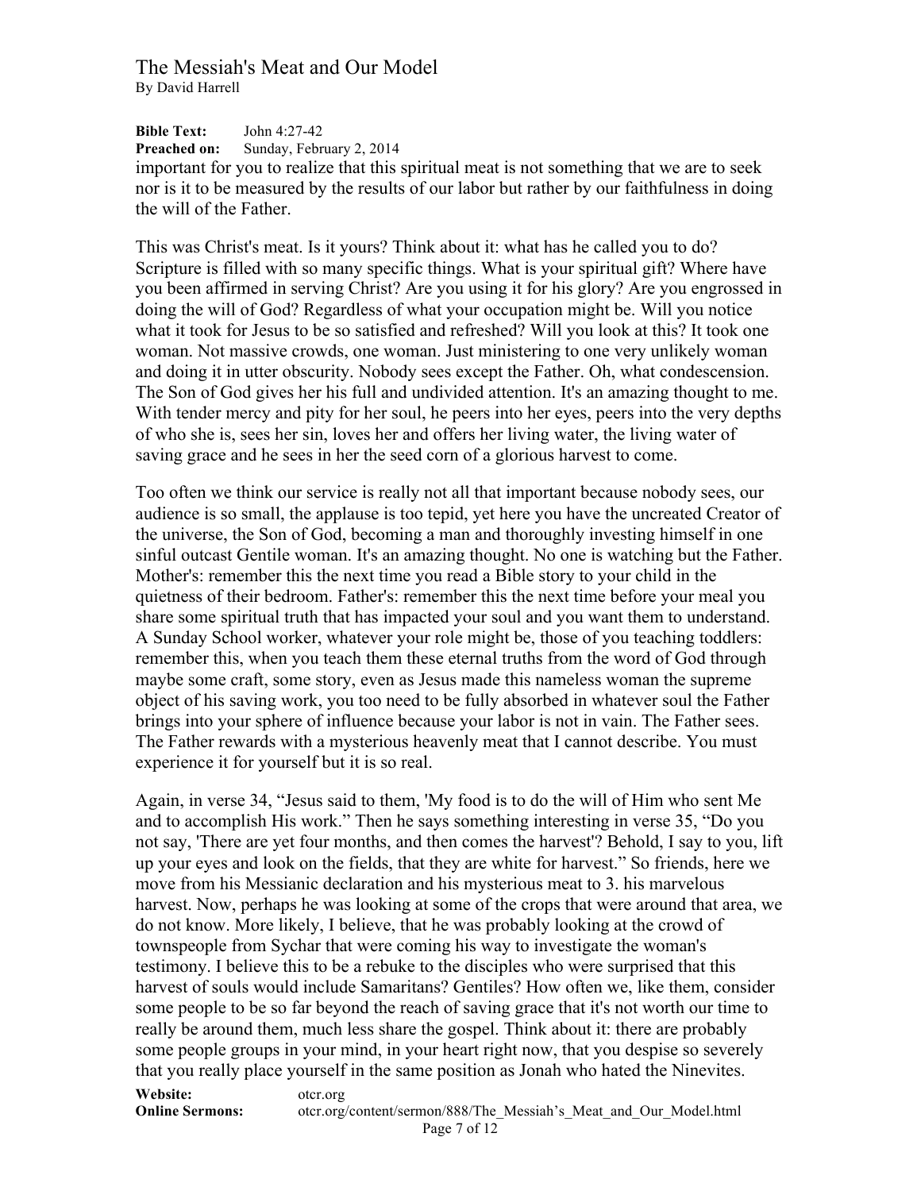important for you to realize that this spiritual meat is not something that we are to seek nor is it to be measured by the results of our labor but rather by our faithfulness in doing the will of the Father.

This was Christ's meat. Is it yours? Think about it: what has he called you to do? Scripture is filled with so many specific things. What is your spiritual gift? Where have you been affirmed in serving Christ? Are you using it for his glory? Are you engrossed in doing the will of God? Regardless of what your occupation might be. Will you notice what it took for Jesus to be so satisfied and refreshed? Will you look at this? It took one woman. Not massive crowds, one woman. Just ministering to one very unlikely woman and doing it in utter obscurity. Nobody sees except the Father. Oh, what condescension. The Son of God gives her his full and undivided attention. It's an amazing thought to me. With tender mercy and pity for her soul, he peers into her eyes, peers into the very depths of who she is, sees her sin, loves her and offers her living water, the living water of saving grace and he sees in her the seed corn of a glorious harvest to come.

Too often we think our service is really not all that important because nobody sees, our audience is so small, the applause is too tepid, yet here you have the uncreated Creator of the universe, the Son of God, becoming a man and thoroughly investing himself in one sinful outcast Gentile woman. It's an amazing thought. No one is watching but the Father. Mother's: remember this the next time you read a Bible story to your child in the quietness of their bedroom. Father's: remember this the next time before your meal you share some spiritual truth that has impacted your soul and you want them to understand. A Sunday School worker, whatever your role might be, those of you teaching toddlers: remember this, when you teach them these eternal truths from the word of God through maybe some craft, some story, even as Jesus made this nameless woman the supreme object of his saving work, you too need to be fully absorbed in whatever soul the Father brings into your sphere of influence because your labor is not in vain. The Father sees. The Father rewards with a mysterious heavenly meat that I cannot describe. You must experience it for yourself but it is so real.

Again, in verse 34, "Jesus said to them, 'My food is to do the will of Him who sent Me and to accomplish His work." Then he says something interesting in verse 35, "Do you not say, 'There are yet four months, and then comes the harvest'? Behold, I say to you, lift up your eyes and look on the fields, that they are white for harvest." So friends, here we move from his Messianic declaration and his mysterious meat to 3. his marvelous harvest. Now, perhaps he was looking at some of the crops that were around that area, we do not know. More likely, I believe, that he was probably looking at the crowd of townspeople from Sychar that were coming his way to investigate the woman's testimony. I believe this to be a rebuke to the disciples who were surprised that this harvest of souls would include Samaritans? Gentiles? How often we, like them, consider some people to be so far beyond the reach of saving grace that it's not worth our time to really be around them, much less share the gospel. Think about it: there are probably some people groups in your mind, in your heart right now, that you despise so severely that you really place yourself in the same position as Jonah who hated the Ninevites.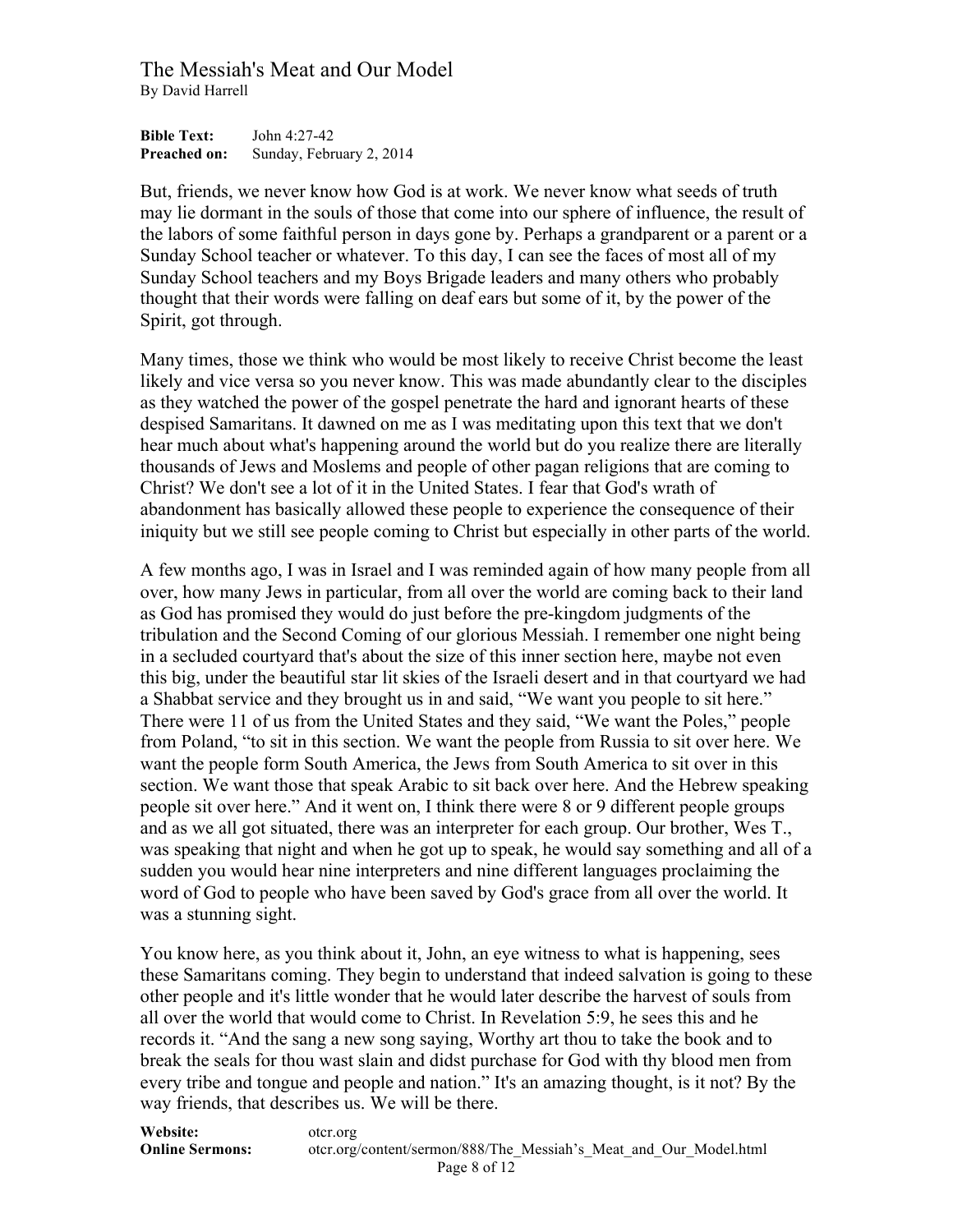But, friends, we never know how God is at work. We never know what seeds of truth may lie dormant in the souls of those that come into our sphere of influence, the result of the labors of some faithful person in days gone by. Perhaps a grandparent or a parent or a Sunday School teacher or whatever. To this day, I can see the faces of most all of my Sunday School teachers and my Boys Brigade leaders and many others who probably thought that their words were falling on deaf ears but some of it, by the power of the Spirit, got through.

Many times, those we think who would be most likely to receive Christ become the least likely and vice versa so you never know. This was made abundantly clear to the disciples as they watched the power of the gospel penetrate the hard and ignorant hearts of these despised Samaritans. It dawned on me as I was meditating upon this text that we don't hear much about what's happening around the world but do you realize there are literally thousands of Jews and Moslems and people of other pagan religions that are coming to Christ? We don't see a lot of it in the United States. I fear that God's wrath of abandonment has basically allowed these people to experience the consequence of their iniquity but we still see people coming to Christ but especially in other parts of the world.

A few months ago, I was in Israel and I was reminded again of how many people from all over, how many Jews in particular, from all over the world are coming back to their land as God has promised they would do just before the pre-kingdom judgments of the tribulation and the Second Coming of our glorious Messiah. I remember one night being in a secluded courtyard that's about the size of this inner section here, maybe not even this big, under the beautiful star lit skies of the Israeli desert and in that courtyard we had a Shabbat service and they brought us in and said, “We want you people to sit here.” There were 11 of us from the United States and they said, “We want the Poles,” people from Poland, “to sit in this section. We want the people from Russia to sit over here. We want the people form South America, the Jews from South America to sit over in this section. We want those that speak Arabic to sit back over here. And the Hebrew speaking people sit over here.” And it went on, I think there were 8 or 9 different people groups and as we all got situated, there was an interpreter for each group. Our brother, Wes T., was speaking that night and when he got up to speak, he would say something and all of a sudden you would hear nine interpreters and nine different languages proclaiming the word of God to people who have been saved by God's grace from all over the world. It was a stunning sight.

You know here, as you think about it, John, an eye witness to what is happening, sees these Samaritans coming. They begin to understand that indeed salvation is going to these other people and it's little wonder that he would later describe the harvest of souls from all over the world that would come to Christ. In Revelation 5:9, he sees this and he records it. “And the sang a new song saying, Worthy art thou to take the book and to break the seals for thou wast slain and didst purchase for God with thy blood men from every tribe and tongue and people and nation.” It's an amazing thought, is it not? By the way friends, that describes us. We will be there.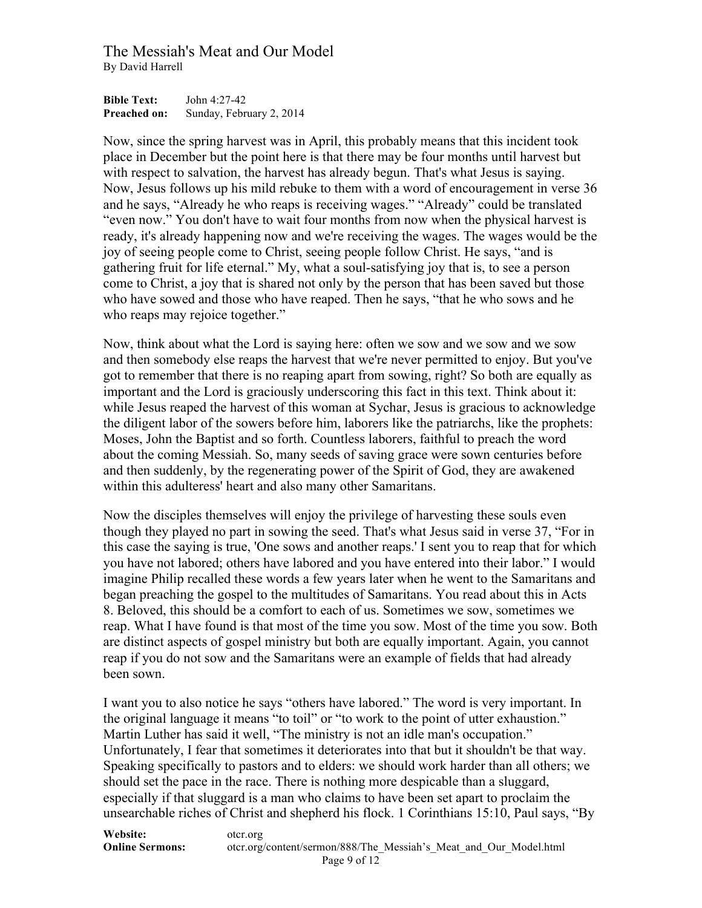Now, since the spring harvest was in April, this probably means that this incident took place in December but the point here is that there may be four months until harvest but with respect to salvation, the harvest has already begun. That's what Jesus is saying. Now, Jesus follows up his mild rebuke to them with a word of encouragement in verse 36 and he says, "Already he who reaps is receiving wages." "Already" could be translated "even now." You don't have to wait four months from now when the physical harvest is ready, it's already happening now and we're receiving the wages. The wages would be the joy of seeing people come to Christ, seeing people follow Christ. He says, "and is gathering fruit for life eternal." My, what a soul-satisfying joy that is, to see a person come to Christ, a joy that is shared not only by the person that has been saved but those who have sowed and those who have reaped. Then he says, "that he who sows and he who reaps may rejoice together."

Now, think about what the Lord is saying here: often we sow and we sow and we sow and then somebody else reaps the harvest that we're never permitted to enjoy. But you've got to remember that there is no reaping apart from sowing, right? So both are equally as important and the Lord is graciously underscoring this fact in this text. Think about it: while Jesus reaped the harvest of this woman at Sychar, Jesus is gracious to acknowledge the diligent labor of the sowers before him, laborers like the patriarchs, like the prophets: Moses, John the Baptist and so forth. Countless laborers, faithful to preach the word about the coming Messiah. So, many seeds of saving grace were sown centuries before and then suddenly, by the regenerating power of the Spirit of God, they are awakened within this adulteress' heart and also many other Samaritans.

Now the disciples themselves will enjoy the privilege of harvesting these souls even though they played no part in sowing the seed. That's what Jesus said in verse 37, "For in this case the saying is true, 'One sows and another reaps.' I sent you to reap that for which you have not labored; others have labored and you have entered into their labor." I would imagine Philip recalled these words a few years later when he went to the Samaritans and began preaching the gospel to the multitudes of Samaritans. You read about this in Acts 8. Beloved, this should be a comfort to each of us. Sometimes we sow, sometimes we reap. What I have found is that most of the time you sow. Most of the time you sow. Both are distinct aspects of gospel ministry but both are equally important. Again, you cannot reap if you do not sow and the Samaritans were an example of fields that had already been sown.

I want you to also notice he says "others have labored." The word is very important. In the original language it means "to toil" or "to work to the point of utter exhaustion." Martin Luther has said it well, "The ministry is not an idle man's occupation." Unfortunately, I fear that sometimes it deteriorates into that but it shouldn't be that way. Speaking specifically to pastors and to elders: we should work harder than all others; we should set the pace in the race. There is nothing more despicable than a sluggard, especially if that sluggard is a man who claims to have been set apart to proclaim the unsearchable riches of Christ and shepherd his flock. 1 Corinthians 15:10, Paul says, "By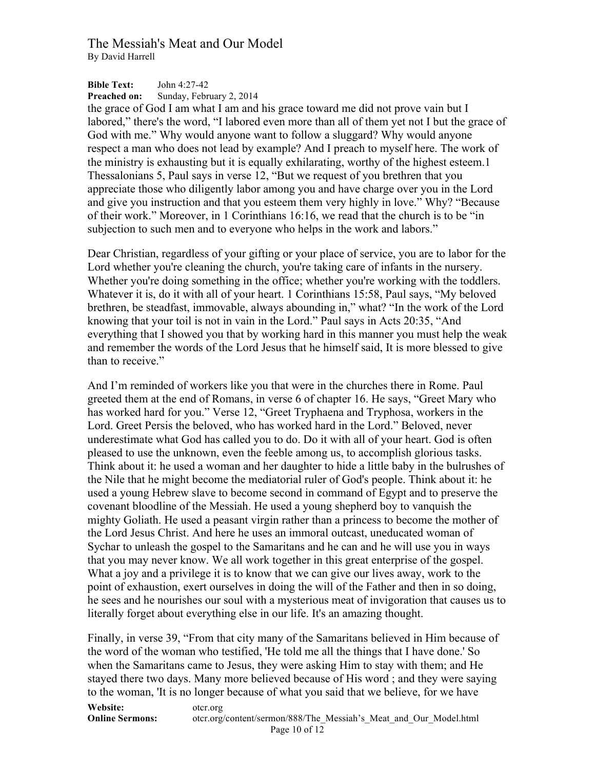the grace of God I am what I am and his grace toward me did not prove vain but I labored," there's the word, "I labored even more than all of them yet not I but the grace of God with me." Why would anyone want to follow a sluggard? Why would anyone respect a man who does not lead by example? And I preach to myself here. The work of the ministry is exhausting but it is equally exhilarating, worthy of the highest esteem.1 Thessalonians 5, Paul says in verse 12, "But we request of you brethren that you appreciate those who diligently labor among you and have charge over you in the Lord and give you instruction and that you esteem them very highly in love." Why? "Because of their work." Moreover, in 1 Corinthians 16:16, we read that the church is to be "in subjection to such men and to everyone who helps in the work and labors."

Dear Christian, regardless of your gifting or your place of service, you are to labor for the Lord whether you're cleaning the church, you're taking care of infants in the nursery. Whether you're doing something in the office; whether you're working with the toddlers. Whatever it is, do it with all of your heart. 1 Corinthians 15:58, Paul says, "My beloved brethren, be steadfast, immovable, always abounding in," what? "In the work of the Lord knowing that your toil is not in vain in the Lord." Paul says in Acts 20:35, "And everything that I showed you that by working hard in this manner you must help the weak and remember the words of the Lord Jesus that he himself said, It is more blessed to give than to receive."

And I'm reminded of workers like you that were in the churches there in Rome. Paul greeted them at the end of Romans, in verse 6 of chapter 16. He says, "Greet Mary who has worked hard for you." Verse 12, "Greet Tryphaena and Tryphosa, workers in the Lord. Greet Persis the beloved, who has worked hard in the Lord." Beloved, never underestimate what God has called you to do. Do it with all of your heart. God is often pleased to use the unknown, even the feeble among us, to accomplish glorious tasks. Think about it: he used a woman and her daughter to hide a little baby in the bulrushes of the Nile that he might become the mediatorial ruler of God's people. Think about it: he used a young Hebrew slave to become second in command of Egypt and to preserve the covenant bloodline of the Messiah. He used a young shepherd boy to vanquish the mighty Goliath. He used a peasant virgin rather than a princess to become the mother of the Lord Jesus Christ. And here he uses an immoral outcast, uneducated woman of Sychar to unleash the gospel to the Samaritans and he can and he will use you in ways that you may never know. We all work together in this great enterprise of the gospel. What a joy and a privilege it is to know that we can give our lives away, work to the point of exhaustion, exert ourselves in doing the will of the Father and then in so doing, he sees and he nourishes our soul with a mysterious meat of invigoration that causes us to literally forget about everything else in our life. It's an amazing thought.

Finally, in verse 39, "From that city many of the Samaritans believed in Him because of the word of the woman who testified, 'He told me all the things that I have done.' So when the Samaritans came to Jesus, they were asking Him to stay with them; and He stayed there two days. Many more believed because of His word ; and they were saying to the woman, 'It is no longer because of what you said that we believe, for we have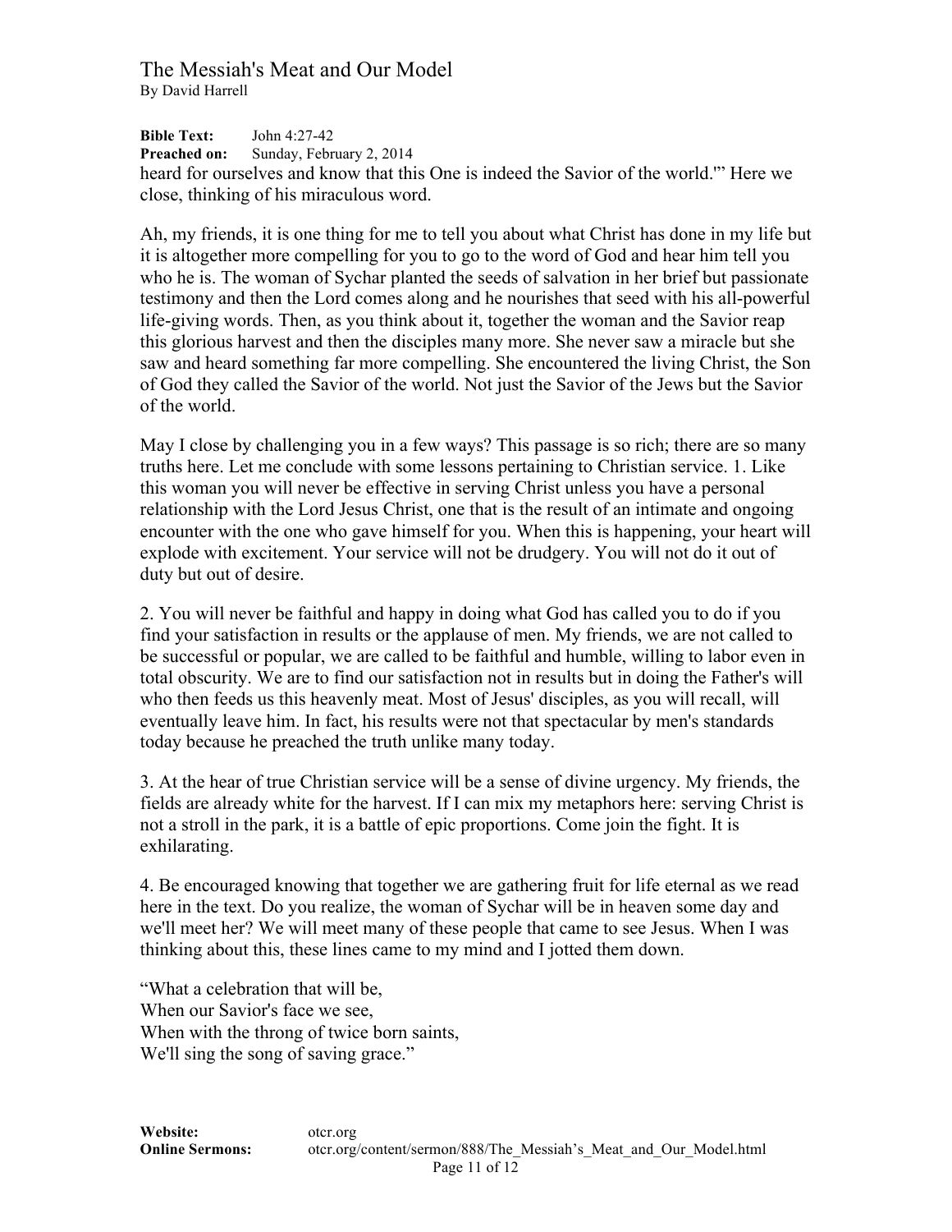heard for ourselves and know that this One is indeed the Savior of the world.'" Here we close, thinking of his miraculous word.

Ah, my friends, it is one thing for me to tell you about what Christ has done in my life but it is altogether more compelling for you to go to the word of God and hear him tell you who he is. The woman of Sychar planted the seeds of salvation in her brief but passionate testimony and then the Lord comes along and he nourishes that seed with his all-powerful life-giving words. Then, as you think about it, together the woman and the Savior reap this glorious harvest and then the disciples many more. She never saw a miracle but she saw and heard something far more compelling. She encountered the living Christ, the Son of God they called the Savior of the world. Not just the Savior of the Jews but the Savior of the world.

May I close by challenging you in a few ways? This passage is so rich; there are so many truths here. Let me conclude with some lessons pertaining to Christian service. 1. Like this woman you will never be effective in serving Christ unless you have a personal relationship with the Lord Jesus Christ, one that is the result of an intimate and ongoing encounter with the one who gave himself for you. When this is happening, your heart will explode with excitement. Your service will not be drudgery. You will not do it out of duty but out of desire.

2. You will never be faithful and happy in doing what God has called you to do if you find your satisfaction in results or the applause of men. My friends, we are not called to be successful or popular, we are called to be faithful and humble, willing to labor even in total obscurity. We are to find our satisfaction not in results but in doing the Father's will who then feeds us this heavenly meat. Most of Jesus' disciples, as you will recall, will eventually leave him. In fact, his results were not that spectacular by men's standards today because he preached the truth unlike many today.

3. At the hear of true Christian service will be a sense of divine urgency. My friends, the fields are already white for the harvest. If I can mix my metaphors here: serving Christ is not a stroll in the park, it is a battle of epic proportions. Come join the fight. It is exhilarating.

4. Be encouraged knowing that together we are gathering fruit for life eternal as we read here in the text. Do you realize, the woman of Sychar will be in heaven some day and we'll meet her? We will meet many of these people that came to see Jesus. When I was thinking about this, these lines came to my mind and I jotted them down.

"What a celebration that will be,  
When our Savior's face we see,  
When with the throng of twice born saints,  
We'll sing the song of saving grace."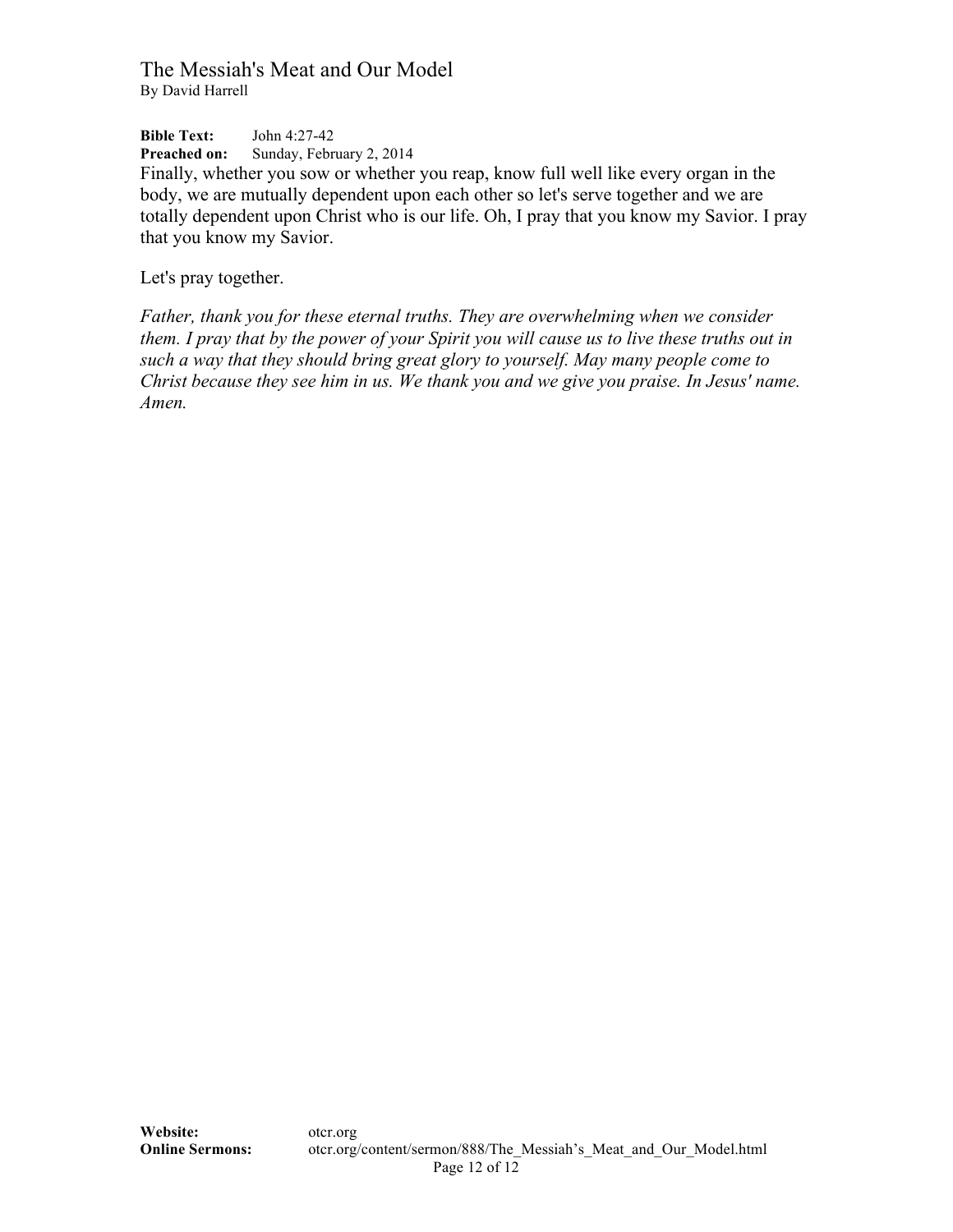Finally, whether you sow or whether you reap, know full well like every organ in the body, we are mutually dependent upon each other so let's serve together and we are totally dependent upon Christ who is our life. Oh, I pray that you know my Savior. I pray that you know my Savior.

Let's pray together.

*Father, thank you for these eternal truths. They are overwhelming when we consider them. I pray that by the power of your Spirit you will cause us to live these truths out in such a way that they should bring great glory to yourself. May many people come to Christ because they see him in us. We thank you and we give you praise. In Jesus' name. Amen.*